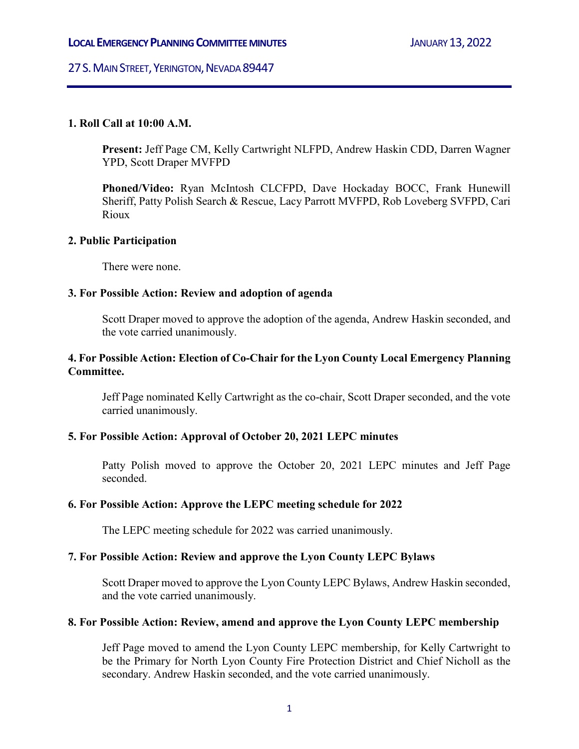# LOCAL EMERGENCY PLANNING COMMITTEE MINUTES

JANUARY 13, 2022

27 S. MAIN STREET, YERINGTON, NEVADA 89447

**1. Roll Call at 10:00 A.M.**

**Present:** Jeff Page CM, Kelly Cartwright NLFPD, Andrew Haskin CDD, Darren Wagner YPD, Scott Draper MVFPD

**Phoned/Video:** Ryan McIntosh CLCFPD, Dave Hockaday BOCC, Frank Hunewill Sheriff, Patty Polish Search & Rescue, Lacy Parrott MVFPD, Rob Loveberg SVFPD, Cari Rioux

**2. Public Participation**

There were none.

**3. For Possible Action: Review and adoption of agenda**

Scott Draper moved to approve the adoption of the agenda, Andrew Haskin seconded, and the vote carried unanimously.

**4. For Possible Action: Election of Co-Chair for the Lyon County Local Emergency Planning Committee.**

Jeff Page nominated Kelly Cartwright as the co-chair, Scott Draper seconded, and the vote carried unanimously.

**5. For Possible Action: Approval of October 20, 2021 LEPC minutes**

Patty Polish moved to approve the October 20, 2021 LEPC minutes and Jeff Page seconded.

**6. For Possible Action: Approve the LEPC meeting schedule for 2022**

The LEPC meeting schedule for 2022 was carried unanimously.

**7. For Possible Action: Review and approve the Lyon County LEPC Bylaws**

Scott Draper moved to approve the Lyon County LEPC Bylaws, Andrew Haskin seconded, and the vote carried unanimously.

**8. For Possible Action: Review, amend and approve the Lyon County LEPC membership**

Jeff Page moved to amend the Lyon County LEPC membership, for Kelly Cartwright to be the Primary for North Lyon County Fire Protection District and Chief Nicholl as the secondary. Andrew Haskin seconded, and the vote carried unanimously.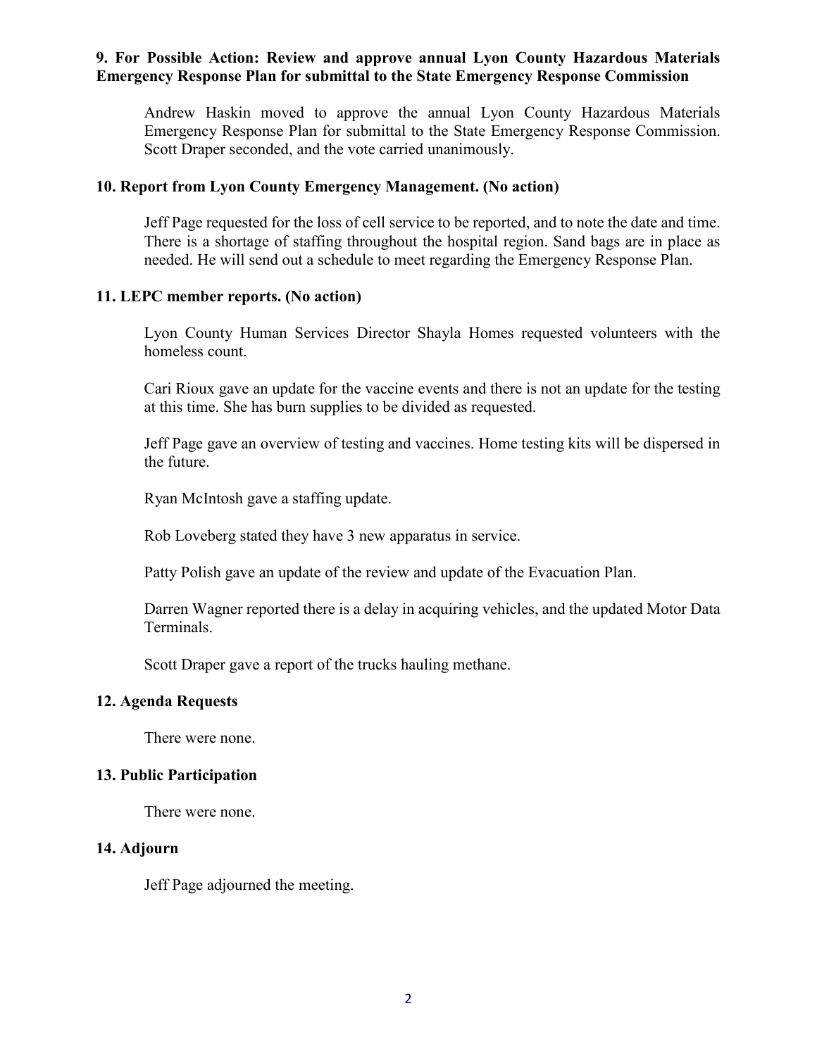**9. For Possible Action: Review and approve annual Lyon County Hazardous Materials Emergency Response Plan for submittal to the State Emergency Response Commission**

Andrew Haskin moved to approve the annual Lyon County Hazardous Materials Emergency Response Plan for submittal to the State Emergency Response Commission. Scott Draper seconded, and the vote carried unanimously.

**10. Report from Lyon County Emergency Management. (No action)**

Jeff Page requested for the loss of cell service to be reported, and to note the date and time. There is a shortage of staffing throughout the hospital region. Sand bags are in place as needed. He will send out a schedule to meet regarding the Emergency Response Plan.

**11. LEPC member reports. (No action)**

Lyon County Human Services Director Shayla Homes requested volunteers with the homeless count.

Cari Rioux gave an update for the vaccine events and there is not an update for the testing at this time. She has burn supplies to be divided as requested.

Jeff Page gave an overview of testing and vaccines. Home testing kits will be dispersed in the future.

Ryan McIntosh gave a staffing update.

Rob Loveberg stated they have 3 new apparatus in service.

Patty Polish gave an update of the review and update of the Evacuation Plan.

Darren Wagner reported there is a delay in acquiring vehicles, and the updated Motor Data Terminals.

Scott Draper gave a report of the trucks hauling methane.

**12. Agenda Requests**

There were none.

**13. Public Participation**

There were none.

**14. Adjourn**

Jeff Page adjourned the meeting.